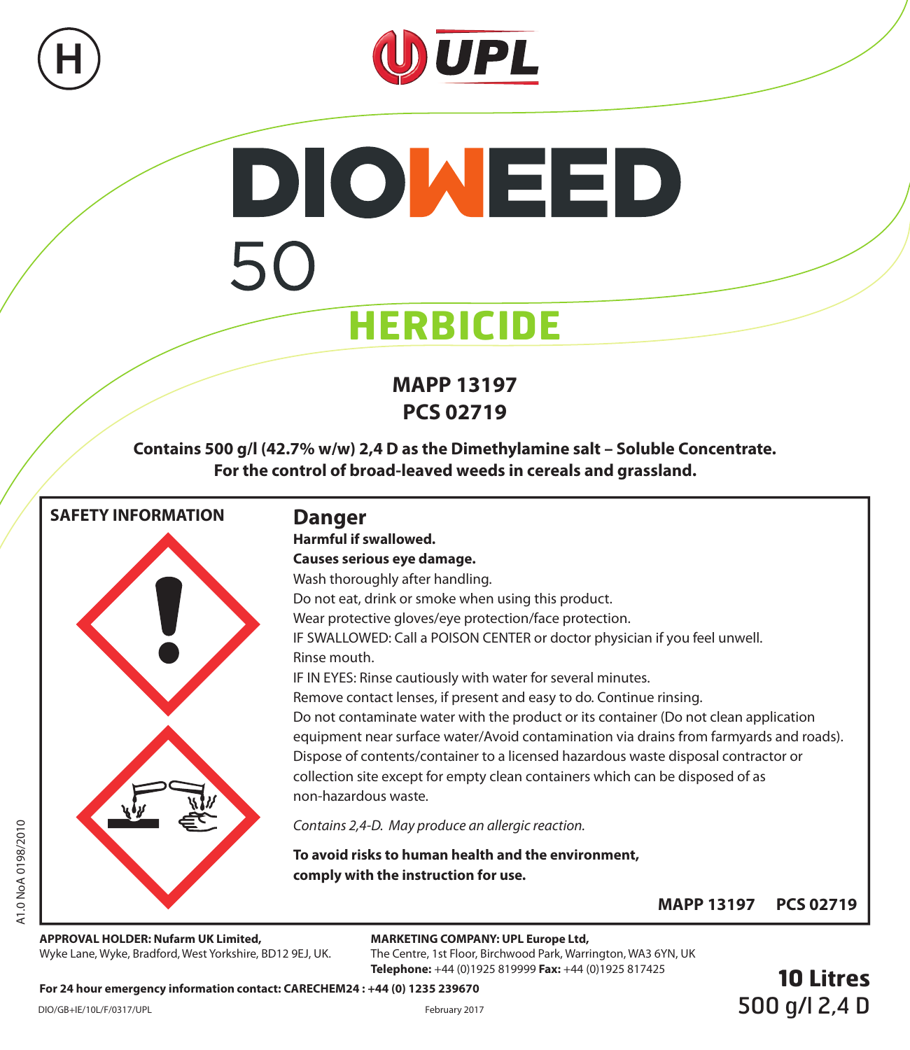H

UPL

# DIOWEED 50

## HERBICIDE

**MAPP 13197**
**PCS 02719**

**Contains 500 g/l (42.7% w/w) 2,4 D as the Dimethylamine salt – Soluble Concentrate.**
**For the control of broad-leaved weeds in cereals and grassland.**

**SAFETY INFORMATION**

**Danger**

**Harmful if swallowed.**
**Causes serious eye damage.**
Wash thoroughly after handling.
Do not eat, drink or smoke when using this product.
Wear protective gloves/eye protection/face protection.
IF SWALLOWED: Call a POISON CENTER or doctor physician if you feel unwell.
Rinse mouth.
IF IN EYES: Rinse cautiously with water for several minutes.
Remove contact lenses, if present and easy to do. Continue rinsing.
Do not contaminate water with the product or its container (Do not clean application equipment near surface water/Avoid contamination via drains from farmyards and roads).
Dispose of contents/container to a licensed hazardous waste disposal contractor or collection site except for empty clean containers which can be disposed of as non-hazardous waste.

*Contains 2,4-D. May produce an allergic reaction.*

**To avoid risks to human health and the environment, comply with the instruction for use.**

**MAPP 13197 PCS 02719**

A1.0 NoA 0198/2010

**APPROVAL HOLDER: Nufarm UK Limited,**
Wyke Lane, Wyke, Bradford, West Yorkshire, BD12 9EJ, UK.

**MARKETING COMPANY: UPL Europe Ltd,**
The Centre, 1st Floor, Birchwood Park, Warrington, WA3 6YN, UK
**Telephone:** +44 (0)1925 819999 **Fax:** +44 (0)1925 817425

**For 24 hour emergency information contact: CARECHEM24 : +44 (0) 1235 239670**

**10 Litres**
500 g/l 2,4 D

DIO/GB+IE/10L/F/0317/UPL

February 2017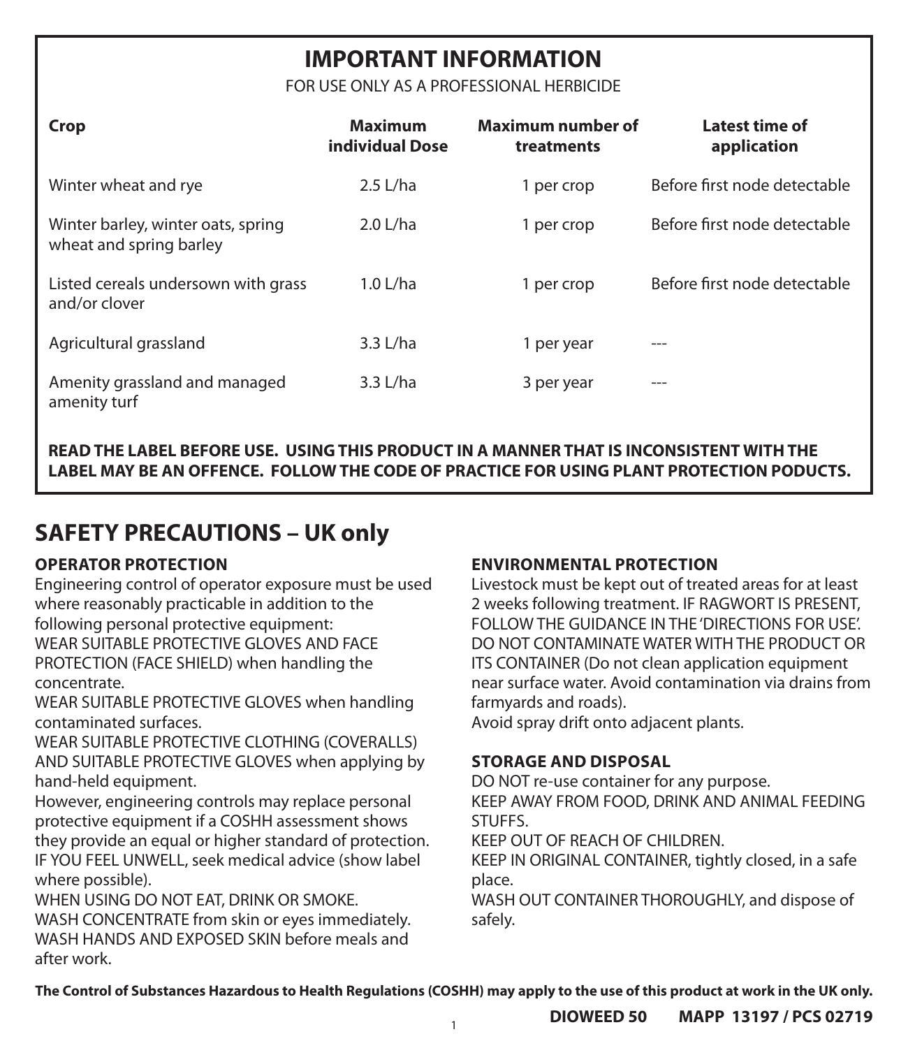## IMPORTANT INFORMATION

FOR USE ONLY AS A PROFESSIONAL HERBICIDE

| Crop | Maximum individual Dose | Maximum number of treatments | Latest time of application |
|---|---|---|---|
| Winter wheat and rye | 2.5 L/ha | 1 per crop | Before first node detectable |
| Winter barley, winter oats, spring wheat and spring barley | 2.0 L/ha | 1 per crop | Before first node detectable |
| Listed cereals undersown with grass and/or clover | 1.0 L/ha | 1 per crop | Before first node detectable |
| Agricultural grassland | 3.3 L/ha | 1 per year | --- |
| Amenity grassland and managed amenity turf | 3.3 L/ha | 3 per year | --- |

**READ THE LABEL BEFORE USE. USING THIS PRODUCT IN A MANNER THAT IS INCONSISTENT WITH THE LABEL MAY BE AN OFFENCE. FOLLOW THE CODE OF PRACTICE FOR USING PLANT PROTECTION PODUCTS.**

## SAFETY PRECAUTIONS – UK only

### OPERATOR PROTECTION

Engineering control of operator exposure must be used where reasonably practicable in addition to the following personal protective equipment:

WEAR SUITABLE PROTECTIVE GLOVES AND FACE PROTECTION (FACE SHIELD) when handling the concentrate.

WEAR SUITABLE PROTECTIVE GLOVES when handling contaminated surfaces.

WEAR SUITABLE PROTECTIVE CLOTHING (COVERALLS) AND SUITABLE PROTECTIVE GLOVES when applying by hand-held equipment.

However, engineering controls may replace personal protective equipment if a COSHH assessment shows they provide an equal or higher standard of protection.

IF YOU FEEL UNWELL, seek medical advice (show label where possible).

WHEN USING DO NOT EAT, DRINK OR SMOKE.

WASH CONCENTRATE from skin or eyes immediately.

WASH HANDS AND EXPOSED SKIN before meals and after work.

### ENVIRONMENTAL PROTECTION

Livestock must be kept out of treated areas for at least 2 weeks following treatment. IF RAGWORT IS PRESENT, FOLLOW THE GUIDANCE IN THE 'DIRECTIONS FOR USE'.

DO NOT CONTAMINATE WATER WITH THE PRODUCT OR ITS CONTAINER (Do not clean application equipment near surface water. Avoid contamination via drains from farmyards and roads).

Avoid spray drift onto adjacent plants.

### STORAGE AND DISPOSAL

DO NOT re-use container for any purpose.

KEEP AWAY FROM FOOD, DRINK AND ANIMAL FEEDING STUFFS.

KEEP OUT OF REACH OF CHILDREN.

KEEP IN ORIGINAL CONTAINER, tightly closed, in a safe place.

WASH OUT CONTAINER THOROUGHLY, and dispose of safely.

**The Control of Substances Hazardous to Health Regulations (COSHH) may apply to the use of this product at work in the UK only.**

**DIOWEED 50 MAPP 13197 / PCS 02719**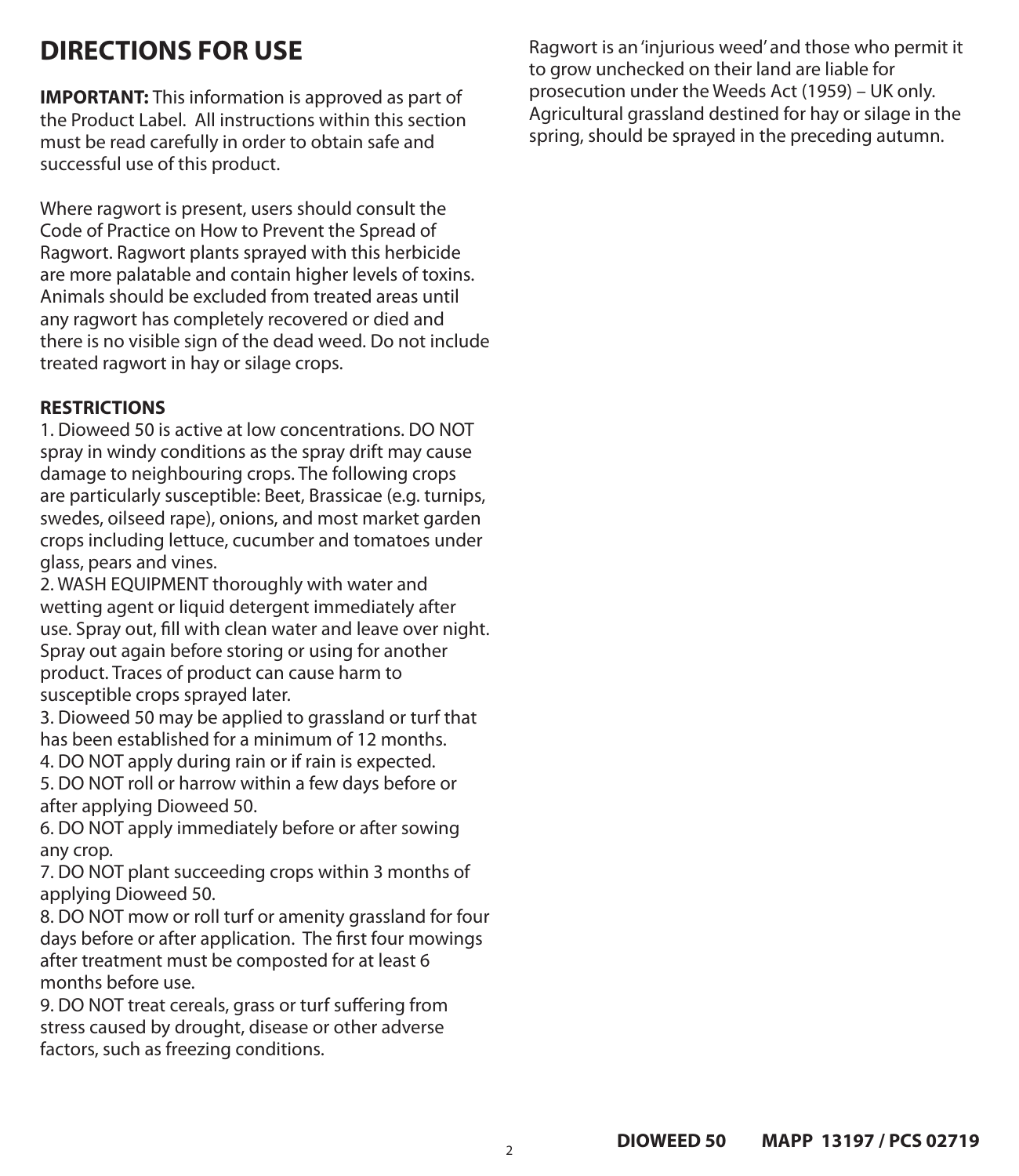# DIRECTIONS FOR USE

**IMPORTANT:** This information is approved as part of the Product Label. All instructions within this section must be read carefully in order to obtain safe and successful use of this product.

Where ragwort is present, users should consult the Code of Practice on How to Prevent the Spread of Ragwort. Ragwort plants sprayed with this herbicide are more palatable and contain higher levels of toxins. Animals should be excluded from treated areas until any ragwort has completely recovered or died and there is no visible sign of the dead weed. Do not include treated ragwort in hay or silage crops.

**RESTRICTIONS**

1. Dioweed 50 is active at low concentrations. DO NOT spray in windy conditions as the spray drift may cause damage to neighbouring crops. The following crops are particularly susceptible: Beet, Brassicae (e.g. turnips, swedes, oilseed rape), onions, and most market garden crops including lettuce, cucumber and tomatoes under glass, pears and vines.
2. WASH EQUIPMENT thoroughly with water and wetting agent or liquid detergent immediately after use. Spray out, fill with clean water and leave over night. Spray out again before storing or using for another product. Traces of product can cause harm to susceptible crops sprayed later.
3. Dioweed 50 may be applied to grassland or turf that has been established for a minimum of 12 months.
4. DO NOT apply during rain or if rain is expected.
5. DO NOT roll or harrow within a few days before or after applying Dioweed 50.
6. DO NOT apply immediately before or after sowing any crop.
7. DO NOT plant succeeding crops within 3 months of applying Dioweed 50.
8. DO NOT mow or roll turf or amenity grassland for four days before or after application. The first four mowings after treatment must be composted for at least 6 months before use.
9. DO NOT treat cereals, grass or turf suffering from stress caused by drought, disease or other adverse factors, such as freezing conditions.

Ragwort is an 'injurious weed' and those who permit it to grow unchecked on their land are liable for prosecution under the Weeds Act (1959) – UK only. Agricultural grassland destined for hay or silage in the spring, should be sprayed in the preceding autumn.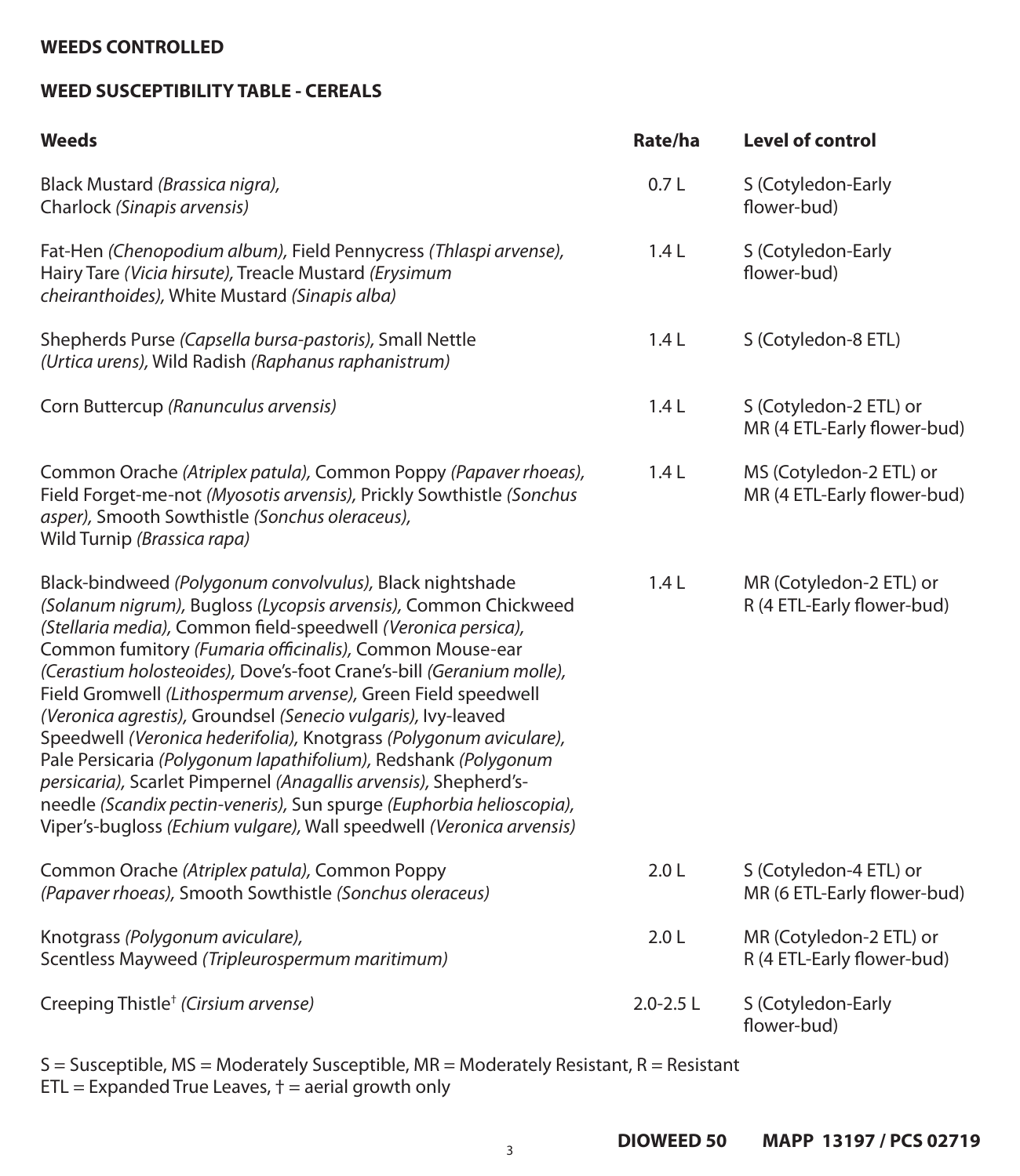## WEEDS CONTROLLED

### WEED SUSCEPTIBILITY TABLE - CEREALS

| Weeds | Rate/ha | Level of control |
|---|---|---|
| Black Mustard *(Brassica nigra)*, Charlock *(Sinapis arvensis)* | 0.7 L | S (Cotyledon-Early flower-bud) |
| Fat-Hen *(Chenopodium album)*, Field Pennycress *(Thlaspi arvense)*, Hairy Tare *(Vicia hirsute)*, Treacle Mustard *(Erysimum cheiranthoides)*, White Mustard *(Sinapis alba)* | 1.4 L | S (Cotyledon-Early flower-bud) |
| Shepherds Purse *(Capsella bursa-pastoris)*, Small Nettle *(Urtica urens)*, Wild Radish *(Raphanus raphanistrum)* | 1.4 L | S (Cotyledon-8 ETL) |
| Corn Buttercup *(Ranunculus arvensis)* | 1.4 L | S (Cotyledon-2 ETL) or MR (4 ETL-Early flower-bud) |
| Common Orache *(Atriplex patula)*, Common Poppy *(Papaver rhoeas)*, Field Forget-me-not *(Myosotis arvensis)*, Prickly Sowthistle *(Sonchus asper)*, Smooth Sowthistle *(Sonchus oleraceus)*, Wild Turnip *(Brassica rapa)* | 1.4 L | MS (Cotyledon-2 ETL) or MR (4 ETL-Early flower-bud) |
| Black-bindweed *(Polygonum convolvulus)*, Black nightshade *(Solanum nigrum)*, Bugloss *(Lycopsis arvensis)*, Common Chickweed *(Stellaria media)*, Common field-speedwell *(Veronica persica)*, Common fumitory *(Fumaria officinalis)*, Common Mouse-ear *(Cerastium holosteoides)*, Dove's-foot Crane's-bill *(Geranium molle)*, Field Gromwell *(Lithospermum arvense)*, Green Field speedwell *(Veronica agrestis)*, Groundsel *(Senecio vulgaris)*, Ivy-leaved Speedwell *(Veronica hederifolia)*, Knotgrass *(Polygonum aviculare)*, Pale Persicaria *(Polygonum lapathifolium)*, Redshank *(Polygonum persicaria)*, Scarlet Pimpernel *(Anagallis arvensis)*, Shepherd's-needle *(Scandix pectin-veneris)*, Sun spurge *(Euphorbia helioscopia)*, Viper's-bugloss *(Echium vulgare)*, Wall speedwell *(Veronica arvensis)* | 1.4 L | MR (Cotyledon-2 ETL) or R (4 ETL-Early flower-bud) |
| Common Orache *(Atriplex patula)*, Common Poppy *(Papaver rhoeas)*, Smooth Sowthistle *(Sonchus oleraceus)* | 2.0 L | S (Cotyledon-4 ETL) or MR (6 ETL-Early flower-bud) |
| Knotgrass *(Polygonum aviculare)*, Scentless Mayweed *(Tripleurospermum maritimum)* | 2.0 L | MR (Cotyledon-2 ETL) or R (4 ETL-Early flower-bud) |
| Creeping Thistle† *(Cirsium arvense)* | 2.0-2.5 L | S (Cotyledon-Early flower-bud) |

S = Susceptible, MS = Moderately Susceptible, MR = Moderately Resistant, R = Resistant
ETL = Expanded True Leaves, † = aerial growth only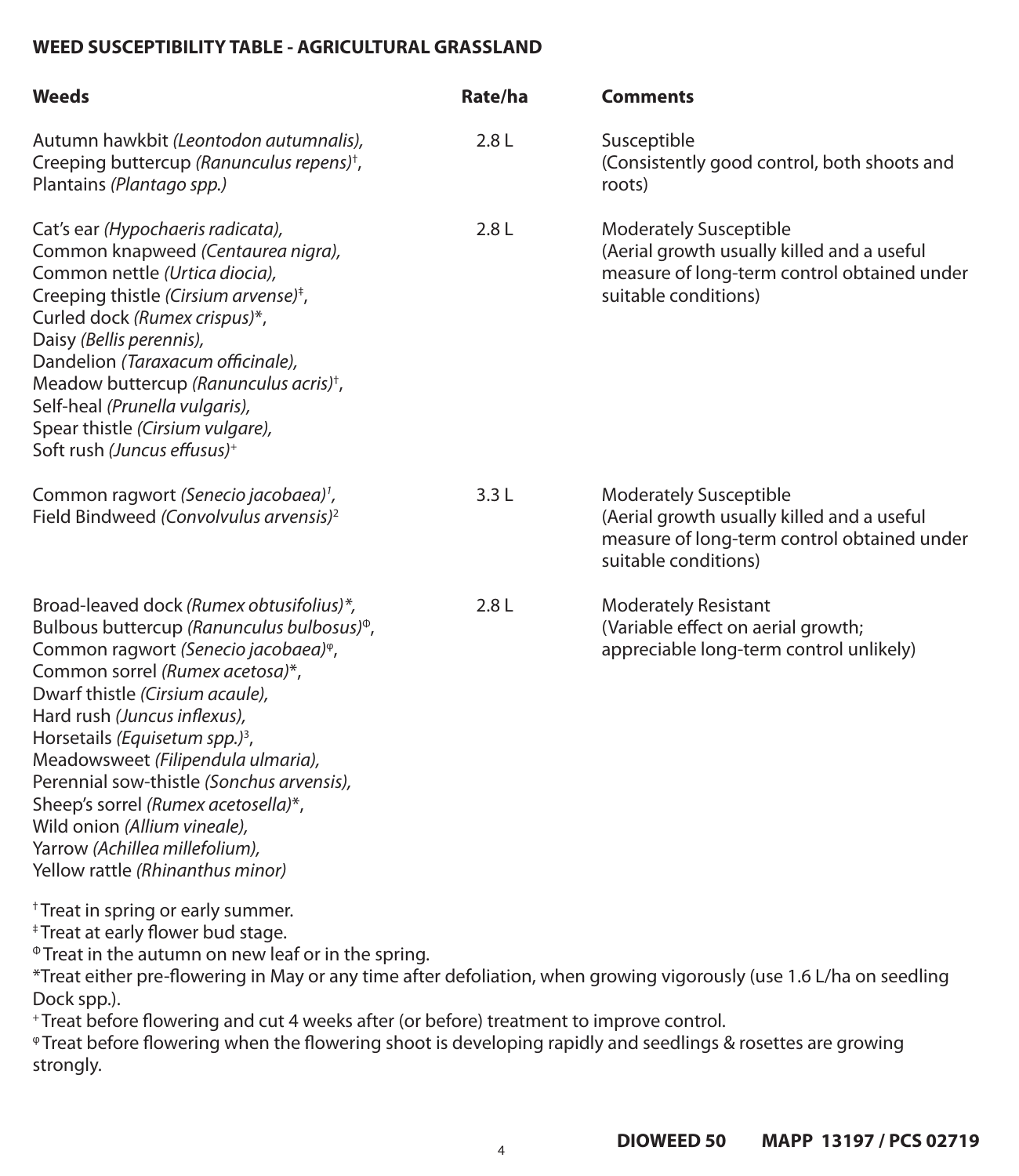**WEED SUSCEPTIBILITY TABLE - AGRICULTURAL GRASSLAND**

| Weeds | Rate/ha | Comments |
|---|---|---|
| Autumn hawkbit *(Leontodon autumnalis),* Creeping buttercup *(Ranunculus repens)*†, Plantains *(Plantago spp.)* | 2.8 L | Susceptible (Consistently good control, both shoots and roots) |
| Cat's ear *(Hypochaeris radicata),* Common knapweed *(Centaurea nigra),* Common nettle *(Urtica diocia),* Creeping thistle *(Cirsium arvense)*‡, Curled dock *(Rumex crispus)*\*, Daisy *(Bellis perennis),* Dandelion *(Taraxacum officinale),* Meadow buttercup *(Ranunculus acris)*†, Self-heal *(Prunella vulgaris),* Spear thistle *(Cirsium vulgare),* Soft rush *(Juncus effusus)*+ | 2.8 L | Moderately Susceptible (Aerial growth usually killed and a useful measure of long-term control obtained under suitable conditions) |
| Common ragwort *(Senecio jacobaea)*[1], Field Bindweed *(Convolvulus arvensis)*[2] | 3.3 L | Moderately Susceptible (Aerial growth usually killed and a useful measure of long-term control obtained under suitable conditions) |
| Broad-leaved dock *(Rumex obtusifolius)\*,* Bulbous buttercup *(Ranunculus bulbosus)*Φ, Common ragwort *(Senecio jacobaea)*φ, Common sorrel *(Rumex acetosa)*\*, Dwarf thistle *(Cirsium acaule),* Hard rush *(Juncus inflexus),* Horsetails *(Equisetum spp.)*[3], Meadowsweet *(Filipendula ulmaria),* Perennial sow-thistle *(Sonchus arvensis),* Sheep's sorrel *(Rumex acetosella)*\*, Wild onion *(Allium vineale),* Yarrow *(Achillea millefolium),* Yellow rattle *(Rhinanthus minor)* | 2.8 L | Moderately Resistant (Variable effect on aerial growth; appreciable long-term control unlikely) |

† Treat in spring or early summer.
‡ Treat at early flower bud stage.
Φ Treat in the autumn on new leaf or in the spring.
\*Treat either pre-flowering in May or any time after defoliation, when growing vigorously (use 1.6 L/ha on seedling Dock spp.).
+ Treat before flowering and cut 4 weeks after (or before) treatment to improve control.
φ Treat before flowering when the flowering shoot is developing rapidly and seedlings & rosettes are growing strongly.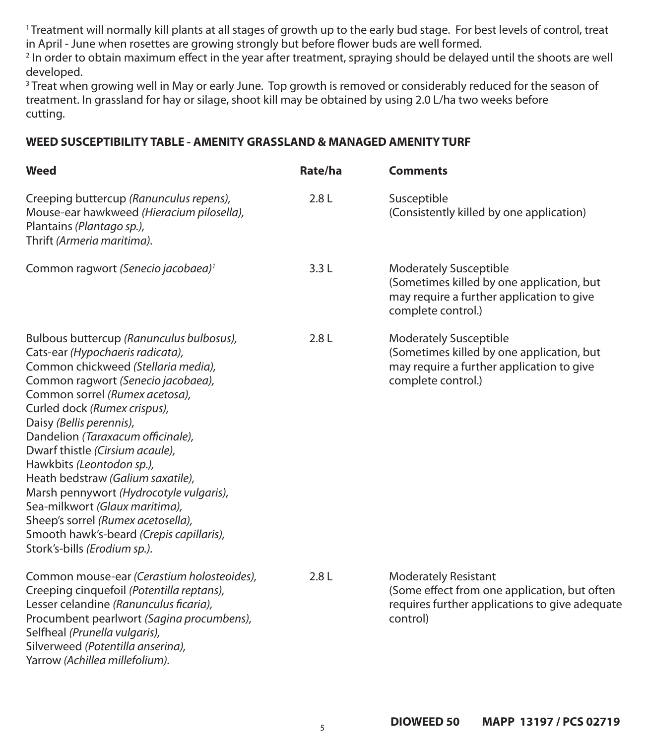[1] Treatment will normally kill plants at all stages of growth up to the early bud stage. For best levels of control, treat in April - June when rosettes are growing strongly but before flower buds are well formed.
[2] In order to obtain maximum effect in the year after treatment, spraying should be delayed until the shoots are well developed.
[3] Treat when growing well in May or early June. Top growth is removed or considerably reduced for the season of treatment. In grassland for hay or silage, shoot kill may be obtained by using 2.0 L/ha two weeks before cutting.

**WEED SUSCEPTIBILITY TABLE - AMENITY GRASSLAND & MANAGED AMENITY TURF**

| Weed | Rate/ha | Comments |
|---|---|---|
| Creeping buttercup *(Ranunculus repens)*,<br>Mouse-ear hawkweed *(Hieracium pilosella)*,<br>Plantains *(Plantago sp.)*,<br>Thrift *(Armeria maritima)*. | 2.8 L | Susceptible<br>(Consistently killed by one application) |
| Common ragwort *(Senecio jacobaea)*[1] | 3.3 L | Moderately Susceptible<br>(Sometimes killed by one application, but may require a further application to give complete control.) |
| Bulbous buttercup *(Ranunculus bulbosus)*,<br>Cats-ear *(Hypochaeris radicata)*,<br>Common chickweed *(Stellaria media)*,<br>Common ragwort *(Senecio jacobaea)*,<br>Common sorrel *(Rumex acetosa)*,<br>Curled dock *(Rumex crispus)*,<br>Daisy *(Bellis perennis)*,<br>Dandelion *(Taraxacum officinale)*,<br>Dwarf thistle *(Cirsium acaule)*,<br>Hawkbits *(Leontodon sp.)*,<br>Heath bedstraw *(Galium saxatile)*,<br>Marsh pennywort *(Hydrocotyle vulgaris)*,<br>Sea-milkwort *(Glaux maritima)*,<br>Sheep's sorrel *(Rumex acetosella)*,<br>Smooth hawk's-beard *(Crepis capillaris)*,<br>Stork's-bills *(Erodium sp.)*. | 2.8 L | Moderately Susceptible<br>(Sometimes killed by one application, but may require a further application to give complete control.) |
| Common mouse-ear *(Cerastium holosteoides)*,<br>Creeping cinquefoil *(Potentilla reptans)*,<br>Lesser celandine *(Ranunculus ficaria)*,<br>Procumbent pearlwort *(Sagina procumbens)*,<br>Selfheal *(Prunella vulgaris)*,<br>Silverweed *(Potentilla anserina)*,<br>Yarrow *(Achillea millefolium)*. | 2.8 L | Moderately Resistant<br>(Some effect from one application, but often requires further applications to give adequate control) |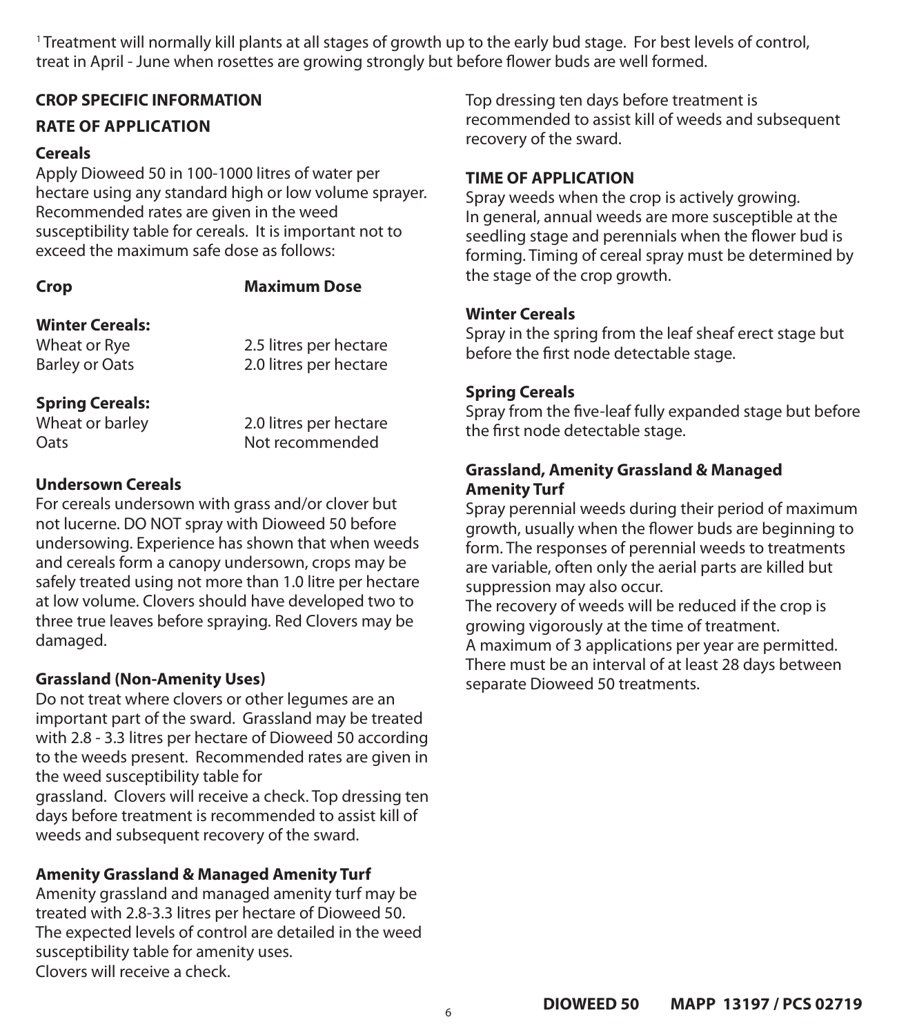[1] Treatment will normally kill plants at all stages of growth up to the early bud stage. For best levels of control, treat in April - June when rosettes are growing strongly but before flower buds are well formed.

## CROP SPECIFIC INFORMATION

### RATE OF APPLICATION

**Cereals**

Apply Dioweed 50 in 100-1000 litres of water per hectare using any standard high or low volume sprayer. Recommended rates are given in the weed susceptibility table for cereals. It is important not to exceed the maximum safe dose as follows:

| Crop | Maximum Dose |
|---|---|
| **Winter Cereals:** | |
| Wheat or Rye | 2.5 litres per hectare |
| Barley or Oats | 2.0 litres per hectare |
| **Spring Cereals:** | |
| Wheat or barley | 2.0 litres per hectare |
| Oats | Not recommended |

**Undersown Cereals**

For cereals undersown with grass and/or clover but not lucerne. DO NOT spray with Dioweed 50 before undersowing. Experience has shown that when weeds and cereals form a canopy undersown, crops may be safely treated using not more than 1.0 litre per hectare at low volume. Clovers should have developed two to three true leaves before spraying. Red Clovers may be damaged.

**Grassland (Non-Amenity Uses)**

Do not treat where clovers or other legumes are an important part of the sward. Grassland may be treated with 2.8 - 3.3 litres per hectare of Dioweed 50 according to the weeds present. Recommended rates are given in the weed susceptibility table for grassland. Clovers will receive a check. Top dressing ten days before treatment is recommended to assist kill of weeds and subsequent recovery of the sward.

**Amenity Grassland & Managed Amenity Turf**

Amenity grassland and managed amenity turf may be treated with 2.8-3.3 litres per hectare of Dioweed 50. The expected levels of control are detailed in the weed susceptibility table for amenity uses.
Clovers will receive a check.
Top dressing ten days before treatment is recommended to assist kill of weeds and subsequent recovery of the sward.

### TIME OF APPLICATION

Spray weeds when the crop is actively growing.
In general, annual weeds are more susceptible at the seedling stage and perennials when the flower bud is forming. Timing of cereal spray must be determined by the stage of the crop growth.

**Winter Cereals**

Spray in the spring from the leaf sheaf erect stage but before the first node detectable stage.

**Spring Cereals**

Spray from the five-leaf fully expanded stage but before the first node detectable stage.

**Grassland, Amenity Grassland & Managed Amenity Turf**

Spray perennial weeds during their period of maximum growth, usually when the flower buds are beginning to form. The responses of perennial weeds to treatments are variable, often only the aerial parts are killed but suppression may also occur.
The recovery of weeds will be reduced if the crop is growing vigorously at the time of treatment.
A maximum of 3 applications per year are permitted. There must be an interval of at least 28 days between separate Dioweed 50 treatments.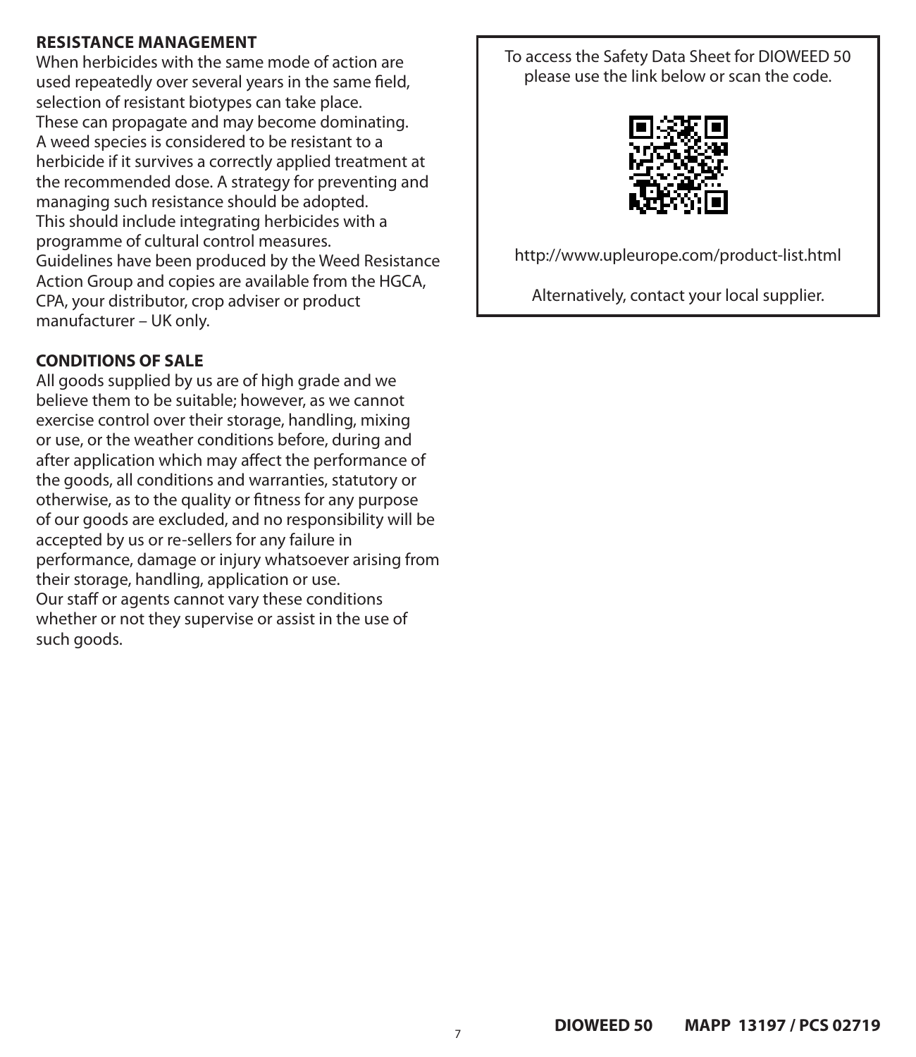**RESISTANCE MANAGEMENT**

When herbicides with the same mode of action are used repeatedly over several years in the same field, selection of resistant biotypes can take place. These can propagate and may become dominating. A weed species is considered to be resistant to a herbicide if it survives a correctly applied treatment at the recommended dose. A strategy for preventing and managing such resistance should be adopted. This should include integrating herbicides with a programme of cultural control measures. Guidelines have been produced by the Weed Resistance Action Group and copies are available from the HGCA, CPA, your distributor, crop adviser or product manufacturer – UK only.

**CONDITIONS OF SALE**

All goods supplied by us are of high grade and we believe them to be suitable; however, as we cannot exercise control over their storage, handling, mixing or use, or the weather conditions before, during and after application which may affect the performance of the goods, all conditions and warranties, statutory or otherwise, as to the quality or fitness for any purpose of our goods are excluded, and no responsibility will be accepted by us or re-sellers for any failure in performance, damage or injury whatsoever arising from their storage, handling, application or use. Our staff or agents cannot vary these conditions whether or not they supervise or assist in the use of such goods.

To access the Safety Data Sheet for DIOWEED 50 please use the link below or scan the code.

http://www.upleurope.com/product-list.html

Alternatively, contact your local supplier.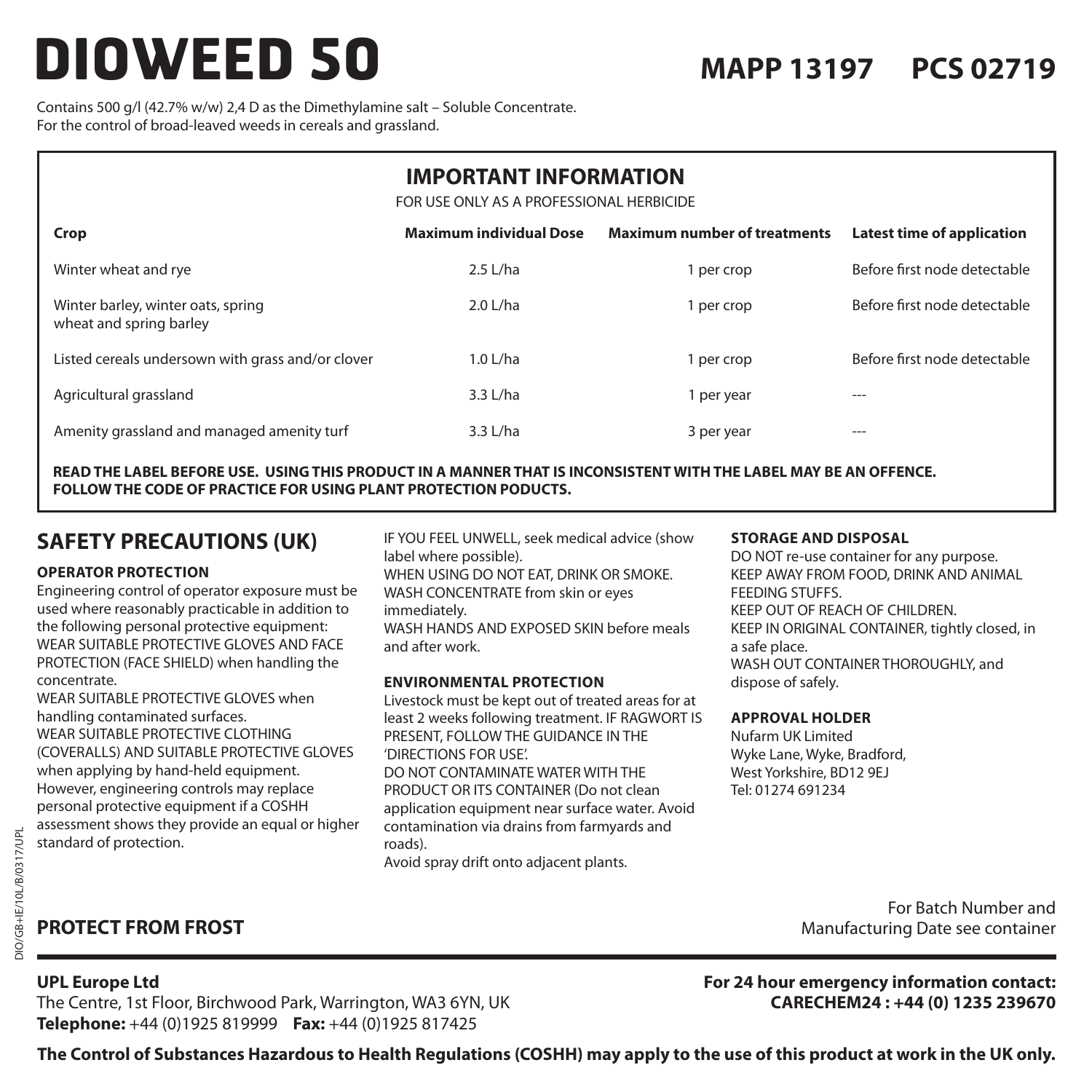# DIOWEED 50

**MAPP 13197 PCS 02719**

Contains 500 g/l (42.7% w/w) 2,4 D as the Dimethylamine salt – Soluble Concentrate.
For the control of broad-leaved weeds in cereals and grassland.

## IMPORTANT INFORMATION

FOR USE ONLY AS A PROFESSIONAL HERBICIDE

| Crop | Maximum individual Dose | Maximum number of treatments | Latest time of application |
|---|---|---|---|
| Winter wheat and rye | 2.5 L/ha | 1 per crop | Before first node detectable |
| Winter barley, winter oats, spring wheat and spring barley | 2.0 L/ha | 1 per crop | Before first node detectable |
| Listed cereals undersown with grass and/or clover | 1.0 L/ha | 1 per crop | Before first node detectable |
| Agricultural grassland | 3.3 L/ha | 1 per year | --- |
| Amenity grassland and managed amenity turf | 3.3 L/ha | 3 per year | --- |

**READ THE LABEL BEFORE USE. USING THIS PRODUCT IN A MANNER THAT IS INCONSISTENT WITH THE LABEL MAY BE AN OFFENCE. FOLLOW THE CODE OF PRACTICE FOR USING PLANT PROTECTION PODUCTS.**

## SAFETY PRECAUTIONS (UK)

**OPERATOR PROTECTION**

Engineering control of operator exposure must be used where reasonably practicable in addition to the following personal protective equipment:
WEAR SUITABLE PROTECTIVE GLOVES AND FACE PROTECTION (FACE SHIELD) when handling the concentrate.
WEAR SUITABLE PROTECTIVE GLOVES when handling contaminated surfaces.
WEAR SUITABLE PROTECTIVE CLOTHING (COVERALLS) AND SUITABLE PROTECTIVE GLOVES when applying by hand-held equipment.
However, engineering controls may replace personal protective equipment if a COSHH assessment shows they provide an equal or higher standard of protection.
IF YOU FEEL UNWELL, seek medical advice (show label where possible).
WHEN USING DO NOT EAT, DRINK OR SMOKE.
WASH CONCENTRATE from skin or eyes immediately.
WASH HANDS AND EXPOSED SKIN before meals and after work.

**ENVIRONMENTAL PROTECTION**

Livestock must be kept out of treated areas for at least 2 weeks following treatment. IF RAGWORT IS PRESENT, FOLLOW THE GUIDANCE IN THE 'DIRECTIONS FOR USE'.
DO NOT CONTAMINATE WATER WITH THE PRODUCT OR ITS CONTAINER (Do not clean application equipment near surface water. Avoid contamination via drains from farmyards and roads).
Avoid spray drift onto adjacent plants.

**STORAGE AND DISPOSAL**

DO NOT re-use container for any purpose.
KEEP AWAY FROM FOOD, DRINK AND ANIMAL FEEDING STUFFS.
KEEP OUT OF REACH OF CHILDREN.
KEEP IN ORIGINAL CONTAINER, tightly closed, in a safe place.
WASH OUT CONTAINER THOROUGHLY, and dispose of safely.

**APPROVAL HOLDER**

Nufarm UK Limited
Wyke Lane, Wyke, Bradford,
West Yorkshire, BD12 9EJ
Tel: 01274 691234

DIO/GB+IE/10L/B/0317/UPL

**PROTECT FROM FROST**

For Batch Number and Manufacturing Date see container

**UPL Europe Ltd**
The Centre, 1st Floor, Birchwood Park, Warrington, WA3 6YN, UK
**Telephone:** +44 (0)1925 819999 **Fax:** +44 (0)1925 817425

**For 24 hour emergency information contact:**
**CARECHEM24 : +44 (0) 1235 239670**

**The Control of Substances Hazardous to Health Regulations (COSHH) may apply to the use of this product at work in the UK only.**